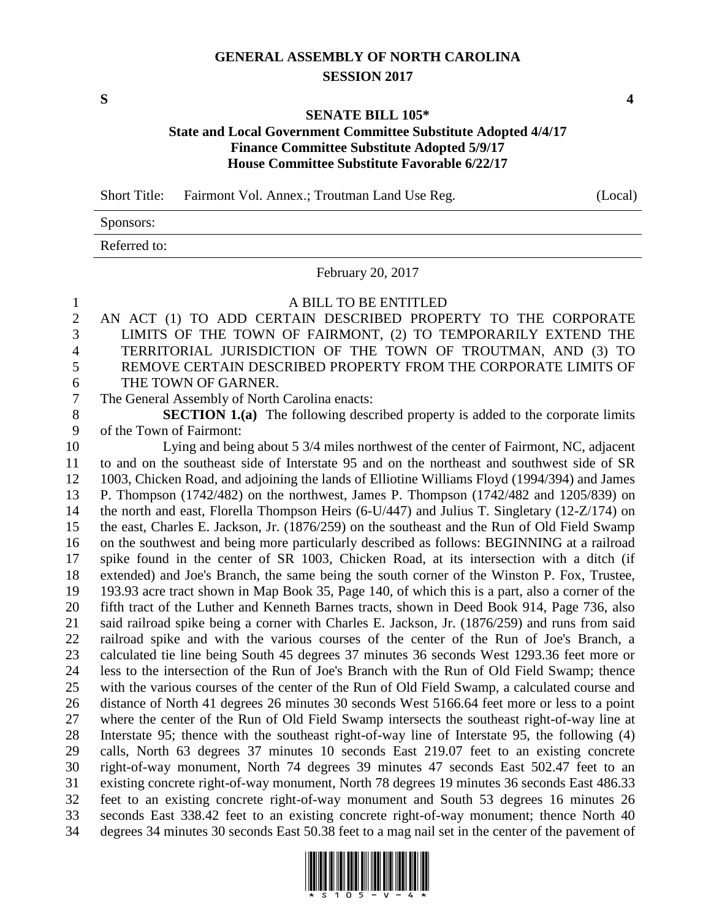# GENERAL ASSEMBLY OF NORTH CAROLINA
## SESSION 2017

**S** **4**

### SENATE BILL 105*
### State and Local Government Committee Substitute Adopted 4/4/17
### Finance Committee Substitute Adopted 5/9/17
### House Committee Substitute Favorable 6/22/17

Short Title: Fairmont Vol. Annex.; Troutman Land Use Reg. (Local)

Sponsors:

Referred to:

February 20, 2017

A BILL TO BE ENTITLED

AN ACT (1) TO ADD CERTAIN DESCRIBED PROPERTY TO THE CORPORATE LIMITS OF THE TOWN OF FAIRMONT, (2) TO TEMPORARILY EXTEND THE TERRITORIAL JURISDICTION OF THE TOWN OF TROUTMAN, AND (3) TO REMOVE CERTAIN DESCRIBED PROPERTY FROM THE CORPORATE LIMITS OF THE TOWN OF GARNER.

The General Assembly of North Carolina enacts:

**SECTION 1.(a)** The following described property is added to the corporate limits of the Town of Fairmont:

Lying and being about 5 3/4 miles northwest of the center of Fairmont, NC, adjacent to and on the southeast side of Interstate 95 and on the northeast and southwest side of SR 1003, Chicken Road, and adjoining the lands of Elliotine Williams Floyd (1994/394) and James P. Thompson (1742/482) on the northwest, James P. Thompson (1742/482 and 1205/839) on the north and east, Florella Thompson Heirs (6-U/447) and Julius T. Singletary (12-Z/174) on the east, Charles E. Jackson, Jr. (1876/259) on the southeast and the Run of Old Field Swamp on the southwest and being more particularly described as follows: BEGINNING at a railroad spike found in the center of SR 1003, Chicken Road, at its intersection with a ditch (if extended) and Joe's Branch, the same being the south corner of the Winston P. Fox, Trustee, 193.93 acre tract shown in Map Book 35, Page 140, of which this is a part, also a corner of the fifth tract of the Luther and Kenneth Barnes tracts, shown in Deed Book 914, Page 736, also said railroad spike being a corner with Charles E. Jackson, Jr. (1876/259) and runs from said railroad spike and with the various courses of the center of the Run of Joe's Branch, a calculated tie line being South 45 degrees 37 minutes 36 seconds West 1293.36 feet more or less to the intersection of the Run of Joe's Branch with the Run of Old Field Swamp; thence with the various courses of the center of the Run of Old Field Swamp, a calculated course and distance of North 41 degrees 26 minutes 30 seconds West 5166.64 feet more or less to a point where the center of the Run of Old Field Swamp intersects the southeast right-of-way line at Interstate 95; thence with the southeast right-of-way line of Interstate 95, the following (4) calls, North 63 degrees 37 minutes 10 seconds East 219.07 feet to an existing concrete right-of-way monument, North 74 degrees 39 minutes 47 seconds East 502.47 feet to an existing concrete right-of-way monument, North 78 degrees 19 minutes 36 seconds East 486.33 feet to an existing concrete right-of-way monument and South 53 degrees 16 minutes 26 seconds East 338.42 feet to an existing concrete right-of-way monument; thence North 40 degrees 34 minutes 30 seconds East 50.38 feet to a mag nail set in the center of the pavement of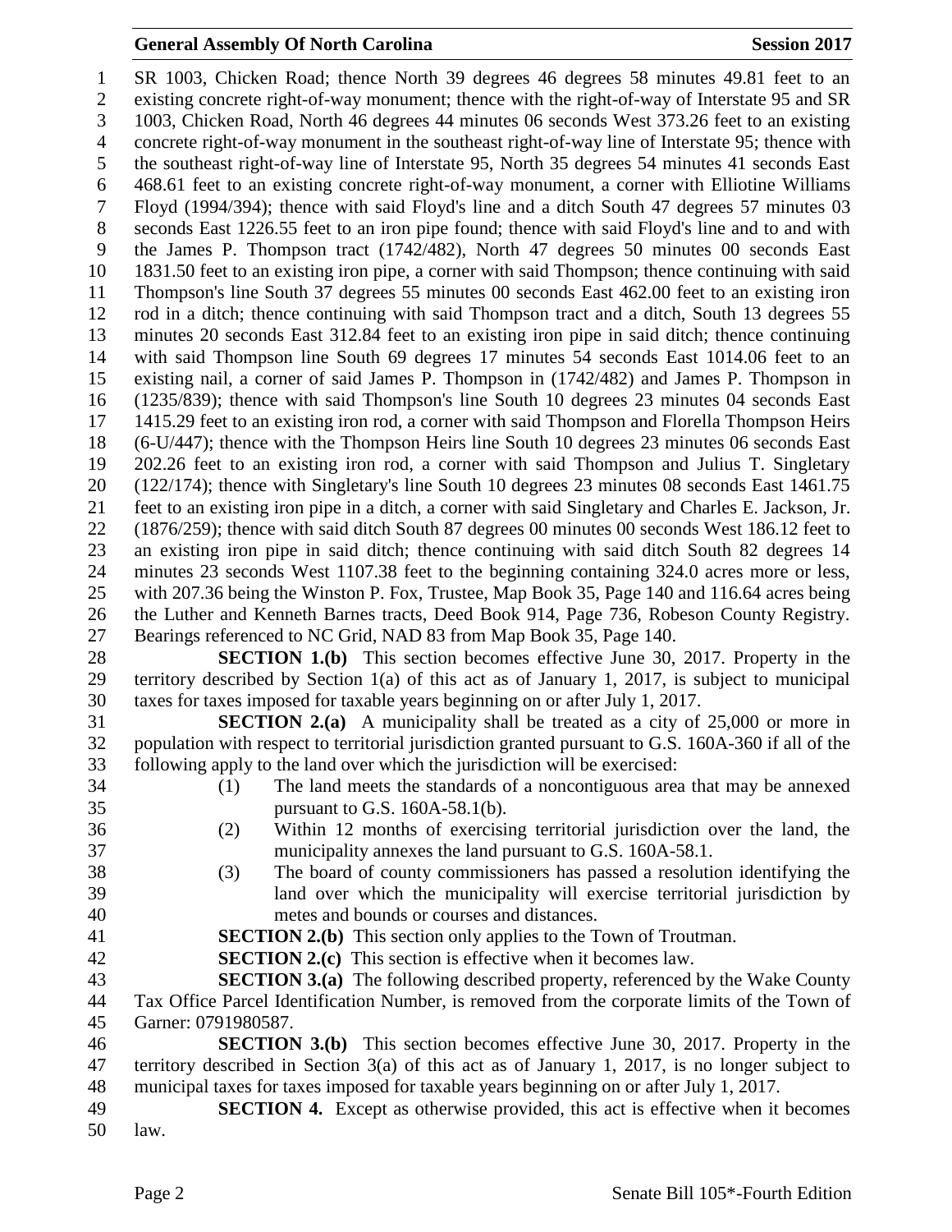SR 1003, Chicken Road; thence North 39 degrees 46 degrees 58 minutes 49.81 feet to an existing concrete right-of-way monument; thence with the right-of-way of Interstate 95 and SR 1003, Chicken Road, North 46 degrees 44 minutes 06 seconds West 373.26 feet to an existing concrete right-of-way monument in the southeast right-of-way line of Interstate 95; thence with the southeast right-of-way line of Interstate 95, North 35 degrees 54 minutes 41 seconds East 468.61 feet to an existing concrete right-of-way monument, a corner with Elliotine Williams Floyd (1994/394); thence with said Floyd's line and a ditch South 47 degrees 57 minutes 03 seconds East 1226.55 feet to an iron pipe found; thence with said Floyd's line and to and with the James P. Thompson tract (1742/482), North 47 degrees 50 minutes 00 seconds East 1831.50 feet to an existing iron pipe, a corner with said Thompson; thence continuing with said Thompson's line South 37 degrees 55 minutes 00 seconds East 462.00 feet to an existing iron rod in a ditch; thence continuing with said Thompson tract and a ditch, South 13 degrees 55 minutes 20 seconds East 312.84 feet to an existing iron pipe in said ditch; thence continuing with said Thompson line South 69 degrees 17 minutes 54 seconds East 1014.06 feet to an existing nail, a corner of said James P. Thompson in (1742/482) and James P. Thompson in (1235/839); thence with said Thompson's line South 10 degrees 23 minutes 04 seconds East 1415.29 feet to an existing iron rod, a corner with said Thompson and Florella Thompson Heirs (6-U/447); thence with the Thompson Heirs line South 10 degrees 23 minutes 06 seconds East 202.26 feet to an existing iron rod, a corner with said Thompson and Julius T. Singletary (122/174); thence with Singletary's line South 10 degrees 23 minutes 08 seconds East 1461.75 feet to an existing iron pipe in a ditch, a corner with said Singletary and Charles E. Jackson, Jr. (1876/259); thence with said ditch South 87 degrees 00 minutes 00 seconds West 186.12 feet to an existing iron pipe in said ditch; thence continuing with said ditch South 82 degrees 14 minutes 23 seconds West 1107.38 feet to the beginning containing 324.0 acres more or less, with 207.36 being the Winston P. Fox, Trustee, Map Book 35, Page 140 and 116.64 acres being the Luther and Kenneth Barnes tracts, Deed Book 914, Page 736, Robeson County Registry. Bearings referenced to NC Grid, NAD 83 from Map Book 35, Page 140.

**SECTION 1.(b)** This section becomes effective June 30, 2017. Property in the territory described by Section 1(a) of this act as of January 1, 2017, is subject to municipal taxes for taxes imposed for taxable years beginning on or after July 1, 2017.

**SECTION 2.(a)** A municipality shall be treated as a city of 25,000 or more in population with respect to territorial jurisdiction granted pursuant to G.S. 160A-360 if all of the following apply to the land over which the jurisdiction will be exercised:

(1) The land meets the standards of a noncontiguous area that may be annexed pursuant to G.S. 160A-58.1(b).

(2) Within 12 months of exercising territorial jurisdiction over the land, the municipality annexes the land pursuant to G.S. 160A-58.1.

(3) The board of county commissioners has passed a resolution identifying the land over which the municipality will exercise territorial jurisdiction by metes and bounds or courses and distances.

**SECTION 2.(b)** This section only applies to the Town of Troutman.

**SECTION 2.(c)** This section is effective when it becomes law.

**SECTION 3.(a)** The following described property, referenced by the Wake County Tax Office Parcel Identification Number, is removed from the corporate limits of the Town of Garner: 0791980587.

**SECTION 3.(b)** This section becomes effective June 30, 2017. Property in the territory described in Section 3(a) of this act as of January 1, 2017, is no longer subject to municipal taxes for taxes imposed for taxable years beginning on or after July 1, 2017.

**SECTION 4.** Except as otherwise provided, this act is effective when it becomes law.